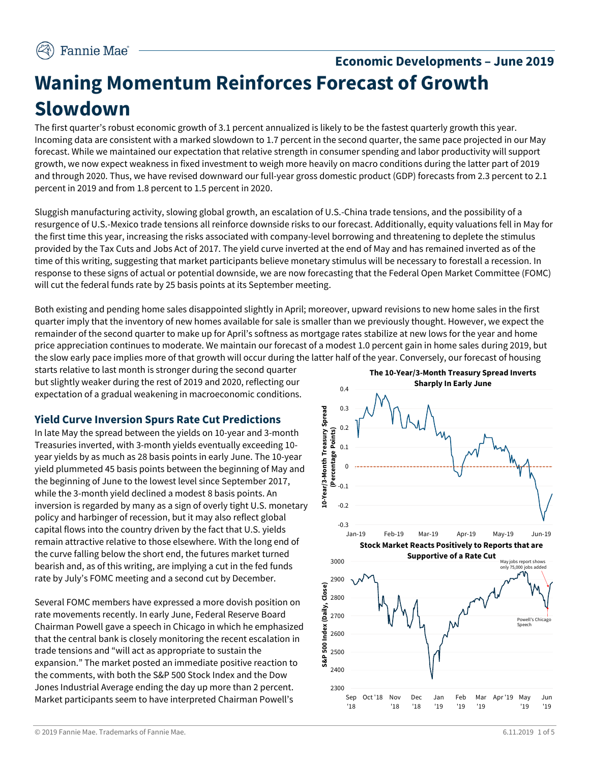## Economic Developments – June 2019

# Waning Momentum Reinforces Forecast of Growth Slowdown

The first quarter's robust economic growth of 3.1 percent annualized is likely to be the fastest quarterly growth this year. Incoming data are consistent with a marked slowdown to 1.7 percent in the second quarter, the same pace projected in our May forecast. While we maintained our expectation that relative strength in consumer spending and labor productivity will support growth, we now expect weakness in fixed investment to weigh more heavily on macro conditions during the latter part of 2019 and through 2020. Thus, we have revised downward our full-year gross domestic product (GDP) forecasts from 2.3 percent to 2.1 percent in 2019 and from 1.8 percent to 1.5 percent in 2020.

Sluggish manufacturing activity, slowing global growth, an escalation of U.S.-China trade tensions, and the possibility of a resurgence of U.S.-Mexico trade tensions all reinforce downside risks to our forecast. Additionally, equity valuations fell in May for the first time this year, increasing the risks associated with company-level borrowing and threatening to deplete the stimulus provided by the Tax Cuts and Jobs Act of 2017. The yield curve inverted at the end of May and has remained inverted as of the time of this writing, suggesting that market participants believe monetary stimulus will be necessary to forestall a recession. In response to these signs of actual or potential downside, we are now forecasting that the Federal Open Market Committee (FOMC) will cut the federal funds rate by 25 basis points at its September meeting.

Both existing and pending home sales disappointed slightly in April; moreover, upward revisions to new home sales in the first quarter imply that the inventory of new homes available for sale is smaller than we previously thought. However, we expect the remainder of the second quarter to make up for April's softness as mortgage rates stabilize at new lows for the year and home price appreciation continues to moderate. We maintain our forecast of a modest 1.0 percent gain in home sales during 2019, but the slow early pace implies more of that growth will occur during the latter half of the year. Conversely, our forecast of housing starts relative to last month is stronger during the second quarter but slightly weaker during the rest of 2019 and 2020, reflecting our expectation of a gradual weakening in macroeconomic conditions.

### Yield Curve Inversion Spurs Rate Cut Predictions

In late May the spread between the yields on 10-year and 3-month Treasuries inverted, with 3-month yields eventually exceeding 10-year yields by as much as 28 basis points in early June. The 10-year yield plummeted 45 basis points between the beginning of May and the beginning of June to the lowest level since September 2017, while the 3-month yield declined a modest 8 basis points. An inversion is regarded by many as a sign of overly tight U.S. monetary policy and harbinger of recession, but it may also reflect global capital flows into the country driven by the fact that U.S. yields remain attractive relative to those elsewhere. With the long end of the curve falling below the short end, the futures market turned bearish and, as of this writing, are implying a cut in the fed funds rate by July's FOMC meeting and a second cut by December.

Several FOMC members have expressed a more dovish position on rate movements recently. In early June, Federal Reserve Board Chairman Powell gave a speech in Chicago in which he emphasized that the central bank is closely monitoring the recent escalation in trade tensions and "will act as appropriate to sustain the expansion." The market posted an immediate positive reaction to the comments, with both the S&P 500 Stock Index and the Dow Jones Industrial Average ending the day up more than 2 percent. Market participants seem to have interpreted Chairman Powell's

**The 10-Year/3-Month Treasury Spread Inverts Sharply In Early June**

**Stock Market Reacts Positively to Reports that are Supportive of a Rate Cut**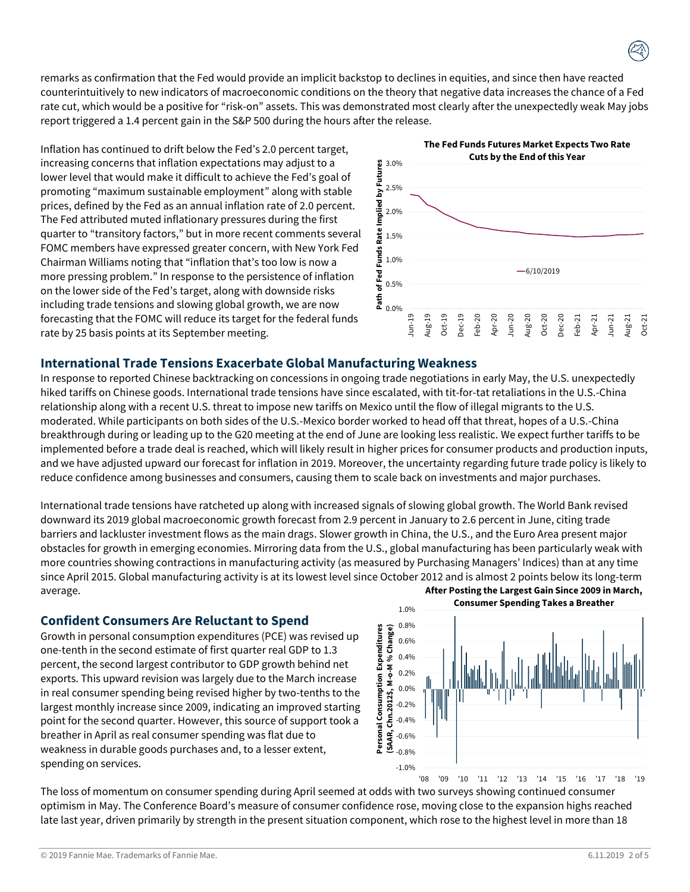remarks as confirmation that the Fed would provide an implicit backstop to declines in equities, and since then have reacted counterintuitively to new indicators of macroeconomic conditions on the theory that negative data increases the chance of a Fed rate cut, which would be a positive for "risk-on" assets. This was demonstrated most clearly after the unexpectedly weak May jobs report triggered a 1.4 percent gain in the S&P 500 during the hours after the release.

Inflation has continued to drift below the Fed's 2.0 percent target, increasing concerns that inflation expectations may adjust to a lower level that would make it difficult to achieve the Fed's goal of promoting "maximum sustainable employment" along with stable prices, defined by the Fed as an annual inflation rate of 2.0 percent. The Fed attributed muted inflationary pressures during the first quarter to "transitory factors," but in more recent comments several FOMC members have expressed greater concern, with New York Fed Chairman Williams noting that "inflation that's too low is now a more pressing problem." In response to the persistence of inflation on the lower side of the Fed's target, along with downside risks including trade tensions and slowing global growth, we are now forecasting that the FOMC will reduce its target for the federal funds rate by 25 basis points at its September meeting.

**The Fed Funds Futures Market Expects Two Rate Cuts by the End of this Year**

## International Trade Tensions Exacerbate Global Manufacturing Weakness

In response to reported Chinese backtracking on concessions in ongoing trade negotiations in early May, the U.S. unexpectedly hiked tariffs on Chinese goods. International trade tensions have since escalated, with tit-for-tat retaliations in the U.S.-China relationship along with a recent U.S. threat to impose new tariffs on Mexico until the flow of illegal migrants to the U.S. moderated. While participants on both sides of the U.S.-Mexico border worked to head off that threat, hopes of a U.S.-China breakthrough during or leading up to the G20 meeting at the end of June are looking less realistic. We expect further tariffs to be implemented before a trade deal is reached, which will likely result in higher prices for consumer products and production inputs, and we have adjusted upward our forecast for inflation in 2019. Moreover, the uncertainty regarding future trade policy is likely to reduce confidence among businesses and consumers, causing them to scale back on investments and major purchases.

International trade tensions have ratcheted up along with increased signals of slowing global growth. The World Bank revised downward its 2019 global macroeconomic growth forecast from 2.9 percent in January to 2.6 percent in June, citing trade barriers and lackluster investment flows as the main drags. Slower growth in China, the U.S., and the Euro Area present major obstacles for growth in emerging economies. Mirroring data from the U.S., global manufacturing has been particularly weak with more countries showing contractions in manufacturing activity (as measured by Purchasing Managers' Indices) than at any time since April 2015. Global manufacturing activity is at its lowest level since October 2012 and is almost 2 points below its long-term average.

## Confident Consumers Are Reluctant to Spend

Growth in personal consumption expenditures (PCE) was revised up one-tenth in the second estimate of first quarter real GDP to 1.3 percent, the second largest contributor to GDP growth behind net exports. This upward revision was largely due to the March increase in real consumer spending being revised higher by two-tenths to the largest monthly increase since 2009, indicating an improved starting point for the second quarter. However, this source of support took a breather in April as real consumer spending was flat due to weakness in durable goods purchases and, to a lesser extent, spending on services.

**After Posting the Largest Gain Since 2009 in March, Consumer Spending Takes a Breather**

The loss of momentum on consumer spending during April seemed at odds with two surveys showing continued consumer optimism in May. The Conference Board's measure of consumer confidence rose, moving close to the expansion highs reached late last year, driven primarily by strength in the present situation component, which rose to the highest level in more than 18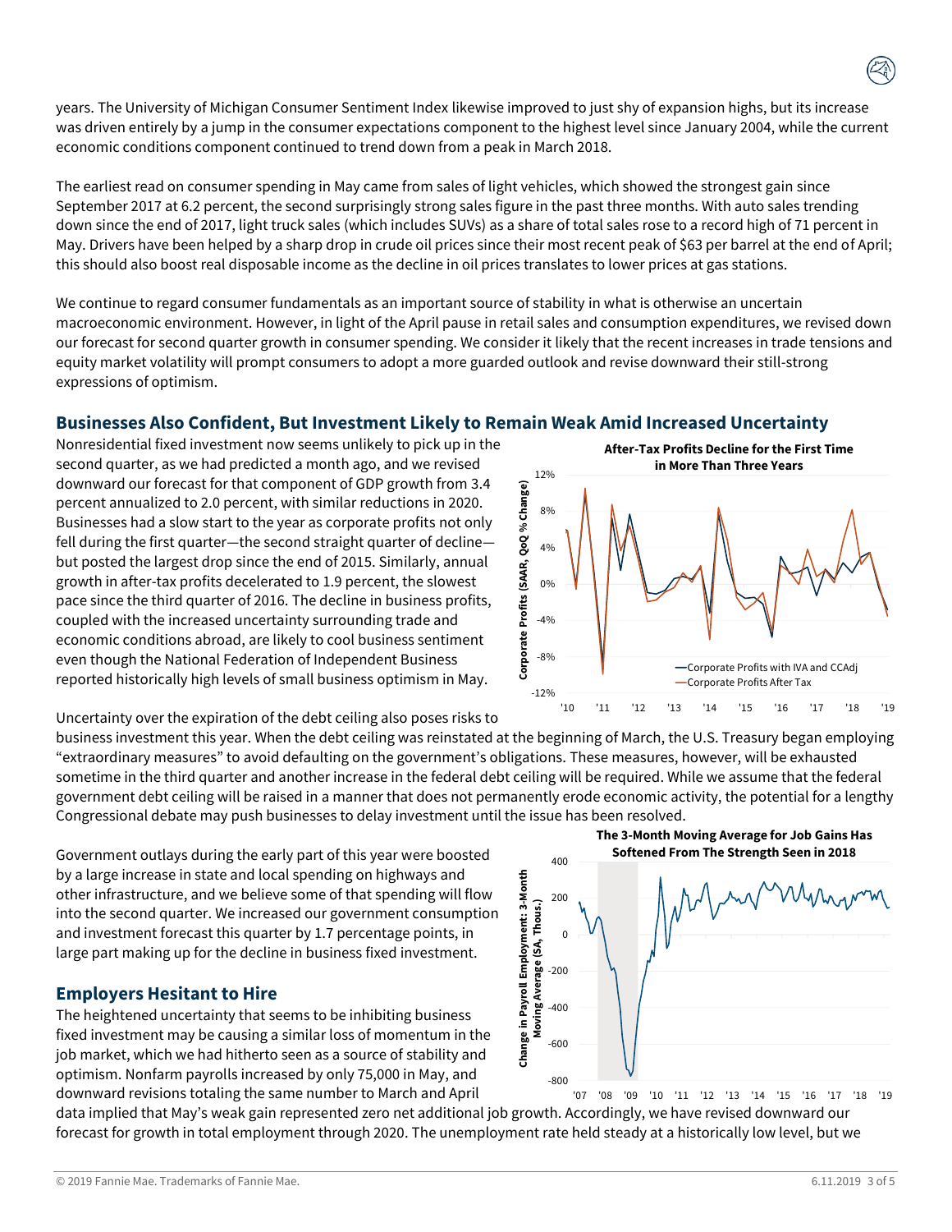years. The University of Michigan Consumer Sentiment Index likewise improved to just shy of expansion highs, but its increase was driven entirely by a jump in the consumer expectations component to the highest level since January 2004, while the current economic conditions component continued to trend down from a peak in March 2018.

The earliest read on consumer spending in May came from sales of light vehicles, which showed the strongest gain since September 2017 at 6.2 percent, the second surprisingly strong sales figure in the past three months. With auto sales trending down since the end of 2017, light truck sales (which includes SUVs) as a share of total sales rose to a record high of 71 percent in May. Drivers have been helped by a sharp drop in crude oil prices since their most recent peak of $63 per barrel at the end of April; this should also boost real disposable income as the decline in oil prices translates to lower prices at gas stations.

We continue to regard consumer fundamentals as an important source of stability in what is otherwise an uncertain macroeconomic environment. However, in light of the April pause in retail sales and consumption expenditures, we revised down our forecast for second quarter growth in consumer spending. We consider it likely that the recent increases in trade tensions and equity market volatility will prompt consumers to adopt a more guarded outlook and revise downward their still-strong expressions of optimism.

## Businesses Also Confident, But Investment Likely to Remain Weak Amid Increased Uncertainty

Nonresidential fixed investment now seems unlikely to pick up in the second quarter, as we had predicted a month ago, and we revised downward our forecast for that component of GDP growth from 3.4 percent annualized to 2.0 percent, with similar reductions in 2020. Businesses had a slow start to the year as corporate profits not only fell during the first quarter—the second straight quarter of decline—but posted the largest drop since the end of 2015. Similarly, annual growth in after-tax profits decelerated to 1.9 percent, the slowest pace since the third quarter of 2016. The decline in business profits, coupled with the increased uncertainty surrounding trade and economic conditions abroad, are likely to cool business sentiment even though the National Federation of Independent Business reported historically high levels of small business optimism in May.

**After-Tax Profits Decline for the First Time in More Than Three Years**

Uncertainty over the expiration of the debt ceiling also poses risks to business investment this year. When the debt ceiling was reinstated at the beginning of March, the U.S. Treasury began employing "extraordinary measures" to avoid defaulting on the government's obligations. These measures, however, will be exhausted sometime in the third quarter and another increase in the federal debt ceiling will be required. While we assume that the federal government debt ceiling will be raised in a manner that does not permanently erode economic activity, the potential for a lengthy Congressional debate may push businesses to delay investment until the issue has been resolved.

Government outlays during the early part of this year were boosted by a large increase in state and local spending on highways and other infrastructure, and we believe some of that spending will flow into the second quarter. We increased our government consumption and investment forecast this quarter by 1.7 percentage points, in large part making up for the decline in business fixed investment.

**The 3-Month Moving Average for Job Gains Has Softened From The Strength Seen in 2018**

## Employers Hesitant to Hire

The heightened uncertainty that seems to be inhibiting business fixed investment may be causing a similar loss of momentum in the job market, which we had hitherto seen as a source of stability and optimism. Nonfarm payrolls increased by only 75,000 in May, and downward revisions totaling the same number to March and April data implied that May's weak gain represented zero net additional job growth. Accordingly, we have revised downward our forecast for growth in total employment through 2020. The unemployment rate held steady at a historically low level, but we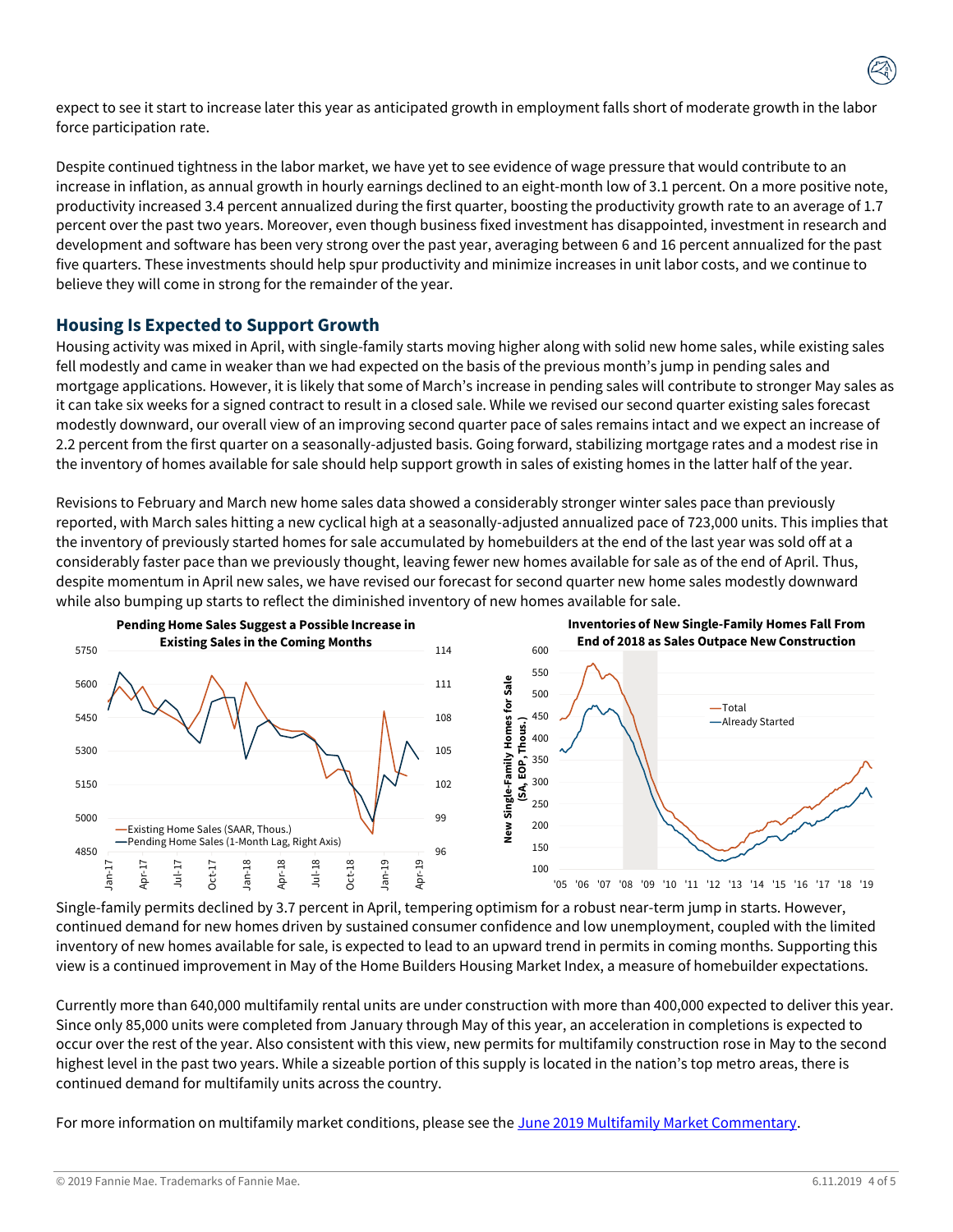expect to see it start to increase later this year as anticipated growth in employment falls short of moderate growth in the labor force participation rate.

Despite continued tightness in the labor market, we have yet to see evidence of wage pressure that would contribute to an increase in inflation, as annual growth in hourly earnings declined to an eight-month low of 3.1 percent. On a more positive note, productivity increased 3.4 percent annualized during the first quarter, boosting the productivity growth rate to an average of 1.7 percent over the past two years. Moreover, even though business fixed investment has disappointed, investment in research and development and software has been very strong over the past year, averaging between 6 and 16 percent annualized for the past five quarters. These investments should help spur productivity and minimize increases in unit labor costs, and we continue to believe they will come in strong for the remainder of the year.

## Housing Is Expected to Support Growth

Housing activity was mixed in April, with single-family starts moving higher along with solid new home sales, while existing sales fell modestly and came in weaker than we had expected on the basis of the previous month's jump in pending sales and mortgage applications. However, it is likely that some of March's increase in pending sales will contribute to stronger May sales as it can take six weeks for a signed contract to result in a closed sale. While we revised our second quarter existing sales forecast modestly downward, our overall view of an improving second quarter pace of sales remains intact and we expect an increase of 2.2 percent from the first quarter on a seasonally-adjusted basis. Going forward, stabilizing mortgage rates and a modest rise in the inventory of homes available for sale should help support growth in sales of existing homes in the latter half of the year.

Revisions to February and March new home sales data showed a considerably stronger winter sales pace than previously reported, with March sales hitting a new cyclical high at a seasonally-adjusted annualized pace of 723,000 units. This implies that the inventory of previously started homes for sale accumulated by homebuilders at the end of the last year was sold off at a considerably faster pace than we previously thought, leaving fewer new homes available for sale as of the end of April. Thus, despite momentum in April new sales, we have revised our forecast for second quarter new home sales modestly downward while also bumping up starts to reflect the diminished inventory of new homes available for sale.

**Pending Home Sales Suggest a Possible Increase in Existing Sales in the Coming Months**

**Inventories of New Single-Family Homes Fall From End of 2018 as Sales Outpace New Construction**

Single-family permits declined by 3.7 percent in April, tempering optimism for a robust near-term jump in starts. However, continued demand for new homes driven by sustained consumer confidence and low unemployment, coupled with the limited inventory of new homes available for sale, is expected to lead to an upward trend in permits in coming months. Supporting this view is a continued improvement in May of the Home Builders Housing Market Index, a measure of homebuilder expectations.

Currently more than 640,000 multifamily rental units are under construction with more than 400,000 expected to deliver this year. Since only 85,000 units were completed from January through May of this year, an acceleration in completions is expected to occur over the rest of the year. Also consistent with this view, new permits for multifamily construction rose in May to the second highest level in the past two years. While a sizeable portion of this supply is located in the nation's top metro areas, there is continued demand for multifamily units across the country.

For more information on multifamily market conditions, please see the June 2019 Multifamily Market Commentary.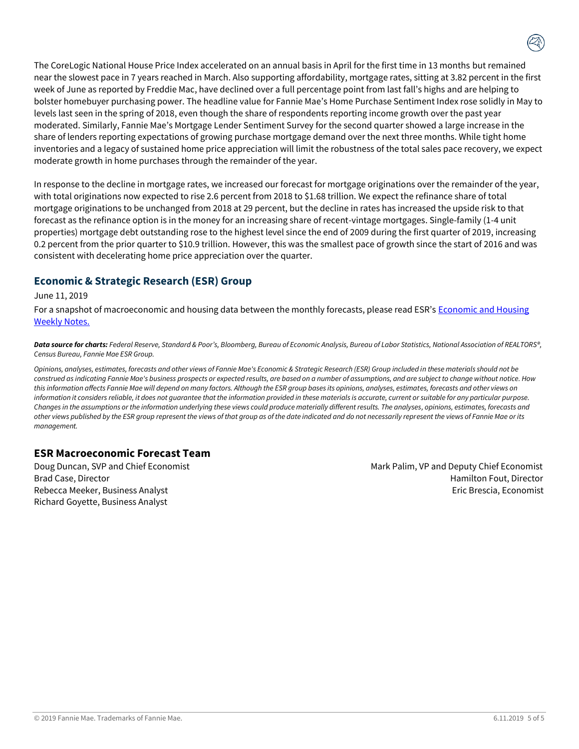The CoreLogic National House Price Index accelerated on an annual basis in April for the first time in 13 months but remained near the slowest pace in 7 years reached in March. Also supporting affordability, mortgage rates, sitting at 3.82 percent in the first week of June as reported by Freddie Mac, have declined over a full percentage point from last fall's highs and are helping to bolster homebuyer purchasing power. The headline value for Fannie Mae's Home Purchase Sentiment Index rose solidly in May to levels last seen in the spring of 2018, even though the share of respondents reporting income growth over the past year moderated. Similarly, Fannie Mae's Mortgage Lender Sentiment Survey for the second quarter showed a large increase in the share of lenders reporting expectations of growing purchase mortgage demand over the next three months. While tight home inventories and a legacy of sustained home price appreciation will limit the robustness of the total sales pace recovery, we expect moderate growth in home purchases through the remainder of the year.

In response to the decline in mortgage rates, we increased our forecast for mortgage originations over the remainder of the year, with total originations now expected to rise 2.6 percent from 2018 to $1.68 trillion. We expect the refinance share of total mortgage originations to be unchanged from 2018 at 29 percent, but the decline in rates has increased the upside risk to that forecast as the refinance option is in the money for an increasing share of recent-vintage mortgages. Single-family (1-4 unit properties) mortgage debt outstanding rose to the highest level since the end of 2009 during the first quarter of 2019, increasing 0.2 percent from the prior quarter to $10.9 trillion. However, this was the smallest pace of growth since the start of 2016 and was consistent with decelerating home price appreciation over the quarter.

## Economic & Strategic Research (ESR) Group

June 11, 2019

For a snapshot of macroeconomic and housing data between the monthly forecasts, please read ESR's [Economic and Housing Weekly Notes.]

***Data source for charts:*** *Federal Reserve, Standard & Poor's, Bloomberg, Bureau of Economic Analysis, Bureau of Labor Statistics, National Association of REALTORS®, Census Bureau, Fannie Mae ESR Group.*

*Opinions, analyses, estimates, forecasts and other views of Fannie Mae's Economic & Strategic Research (ESR) Group included in these materials should not be construed as indicating Fannie Mae's business prospects or expected results, are based on a number of assumptions, and are subject to change without notice. How this information affects Fannie Mae will depend on many factors. Although the ESR group bases its opinions, analyses, estimates, forecasts and other views on information it considers reliable, it does not guarantee that the information provided in these materials is accurate, current or suitable for any particular purpose. Changes in the assumptions or the information underlying these views could produce materially different results. The analyses, opinions, estimates, forecasts and other views published by the ESR group represent the views of that group as of the date indicated and do not necessarily represent the views of Fannie Mae or its management.*

## ESR Macroeconomic Forecast Team

Doug Duncan, SVP and Chief Economist
Brad Case, Director
Rebecca Meeker, Business Analyst
Richard Goyette, Business Analyst

Mark Palim, VP and Deputy Chief Economist
Hamilton Fout, Director
Eric Brescia, Economist

© 2019 Fannie Mae. Trademarks of Fannie Mae.